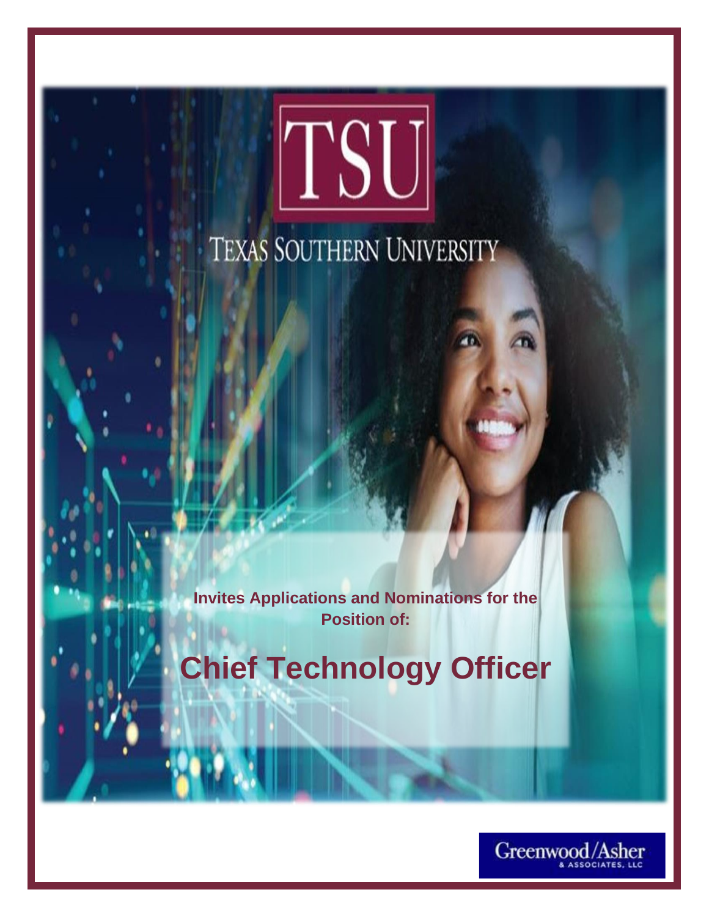TSU

TEXAS SOUTHERN UNIVERSITY

**Invites Applications and Nominations for the Position of:**

# Chief Technology Officer

Greenwood/Asher & Associates, LLC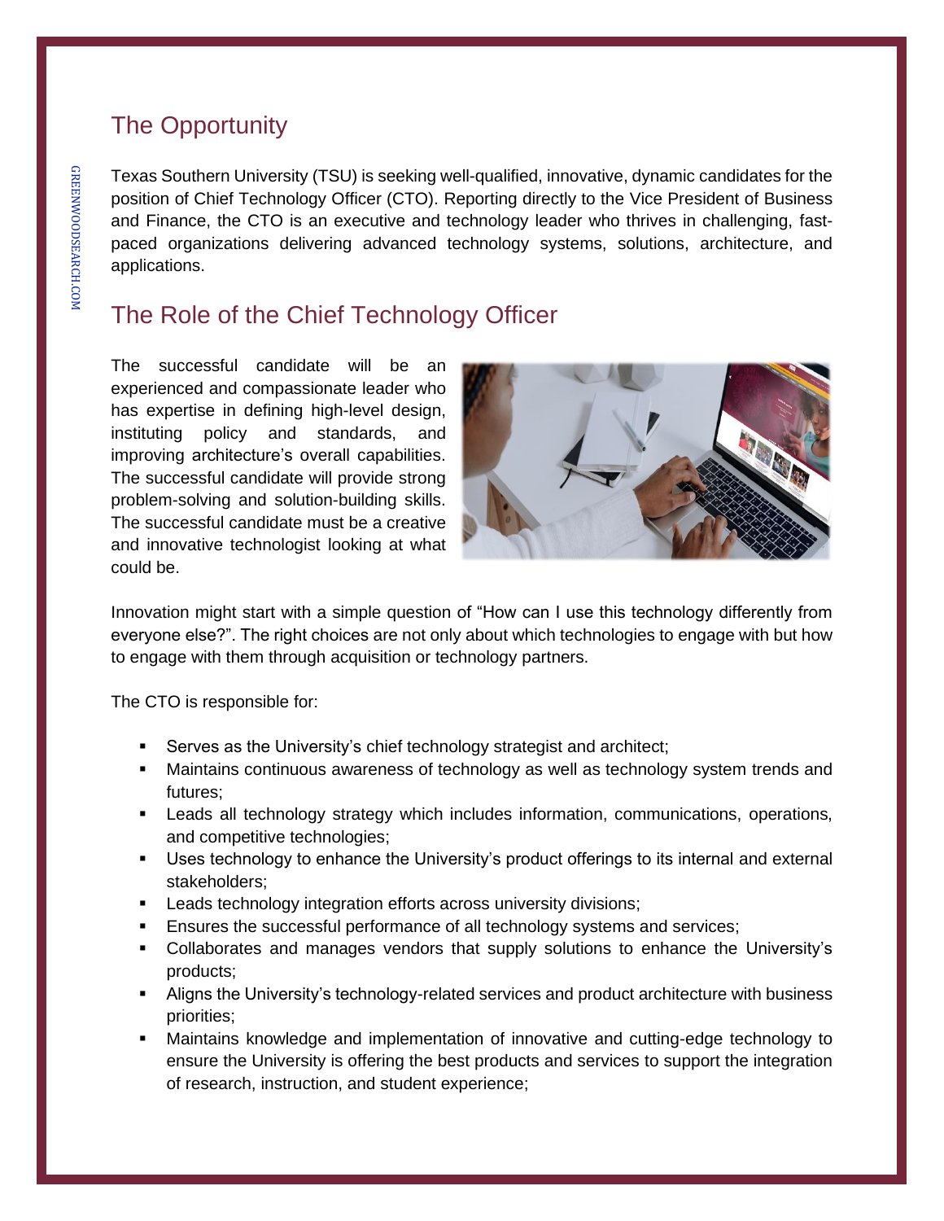## The Opportunity

Texas Southern University (TSU) is seeking well-qualified, innovative, dynamic candidates for the position of Chief Technology Officer (CTO). Reporting directly to the Vice President of Business and Finance, the CTO is an executive and technology leader who thrives in challenging, fast-paced organizations delivering advanced technology systems, solutions, architecture, and applications.

## The Role of the Chief Technology Officer

The successful candidate will be an experienced and compassionate leader who has expertise in defining high-level design, instituting policy and standards, and improving architecture's overall capabilities. The successful candidate will provide strong problem-solving and solution-building skills. The successful candidate must be a creative and innovative technologist looking at what could be.

Innovation might start with a simple question of "How can I use this technology differently from everyone else?". The right choices are not only about which technologies to engage with but how to engage with them through acquisition or technology partners.

The CTO is responsible for:

- Serves as the University's chief technology strategist and architect;
- Maintains continuous awareness of technology as well as technology system trends and futures;
- Leads all technology strategy which includes information, communications, operations, and competitive technologies;
- Uses technology to enhance the University's product offerings to its internal and external stakeholders;
- Leads technology integration efforts across university divisions;
- Ensures the successful performance of all technology systems and services;
- Collaborates and manages vendors that supply solutions to enhance the University's products;
- Aligns the University's technology-related services and product architecture with business priorities;
- Maintains knowledge and implementation of innovative and cutting-edge technology to ensure the University is offering the best products and services to support the integration of research, instruction, and student experience;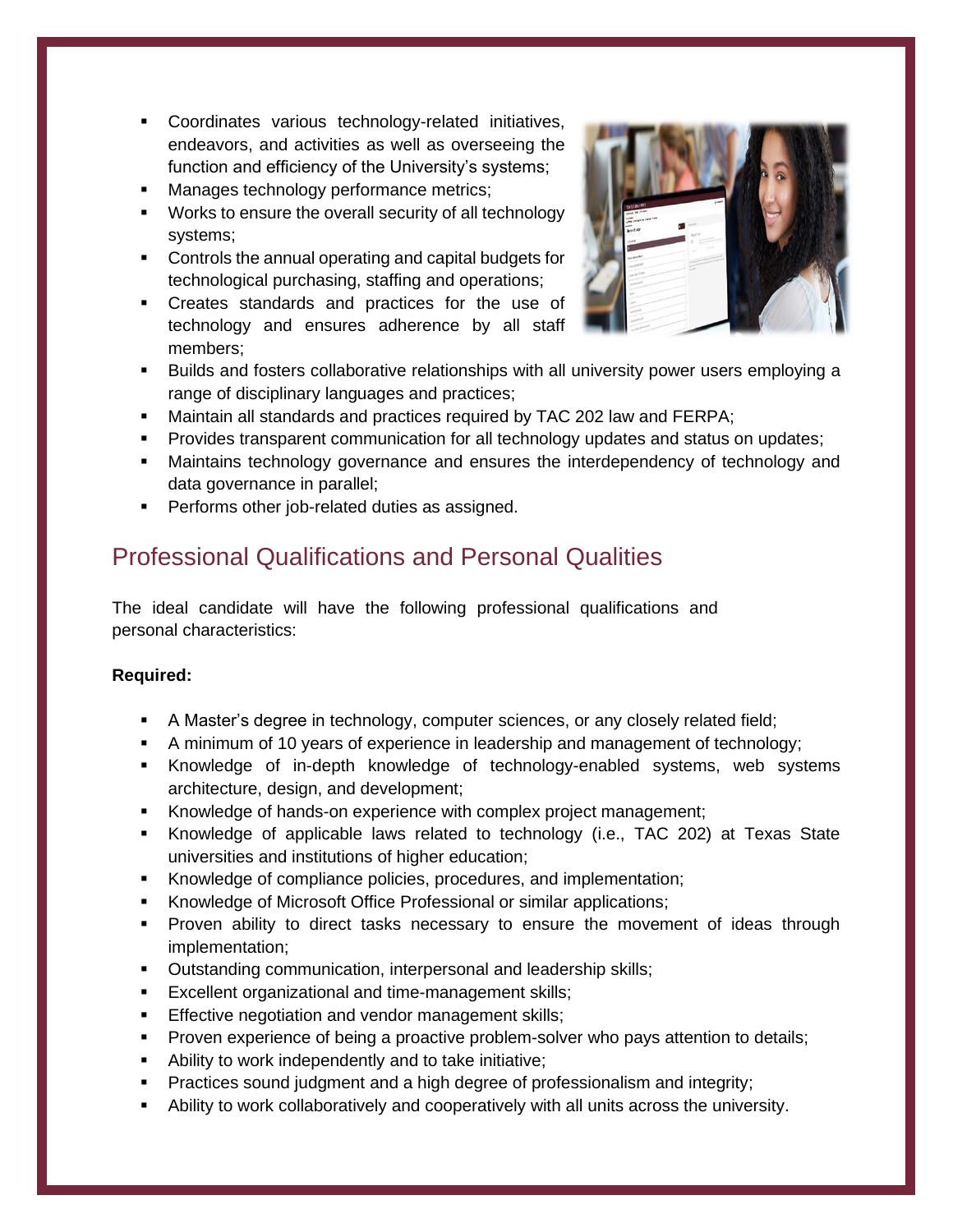- Coordinates various technology-related initiatives, endeavors, and activities as well as overseeing the function and efficiency of the University's systems;
- Manages technology performance metrics;
- Works to ensure the overall security of all technology systems;
- Controls the annual operating and capital budgets for technological purchasing, staffing and operations;
- Creates standards and practices for the use of technology and ensures adherence by all staff members;
- Builds and fosters collaborative relationships with all university power users employing a range of disciplinary languages and practices;
- Maintain all standards and practices required by TAC 202 law and FERPA;
- Provides transparent communication for all technology updates and status on updates;
- Maintains technology governance and ensures the interdependency of technology and data governance in parallel;
- Performs other job-related duties as assigned.

## Professional Qualifications and Personal Qualities

The ideal candidate will have the following professional qualifications and personal characteristics:

**Required:**

- A Master's degree in technology, computer sciences, or any closely related field;
- A minimum of 10 years of experience in leadership and management of technology;
- Knowledge of in-depth knowledge of technology-enabled systems, web systems architecture, design, and development;
- Knowledge of hands-on experience with complex project management;
- Knowledge of applicable laws related to technology (i.e., TAC 202) at Texas State universities and institutions of higher education;
- Knowledge of compliance policies, procedures, and implementation;
- Knowledge of Microsoft Office Professional or similar applications;
- Proven ability to direct tasks necessary to ensure the movement of ideas through implementation;
- Outstanding communication, interpersonal and leadership skills;
- Excellent organizational and time-management skills;
- Effective negotiation and vendor management skills;
- Proven experience of being a proactive problem-solver who pays attention to details;
- Ability to work independently and to take initiative;
- Practices sound judgment and a high degree of professionalism and integrity;
- Ability to work collaboratively and cooperatively with all units across the university.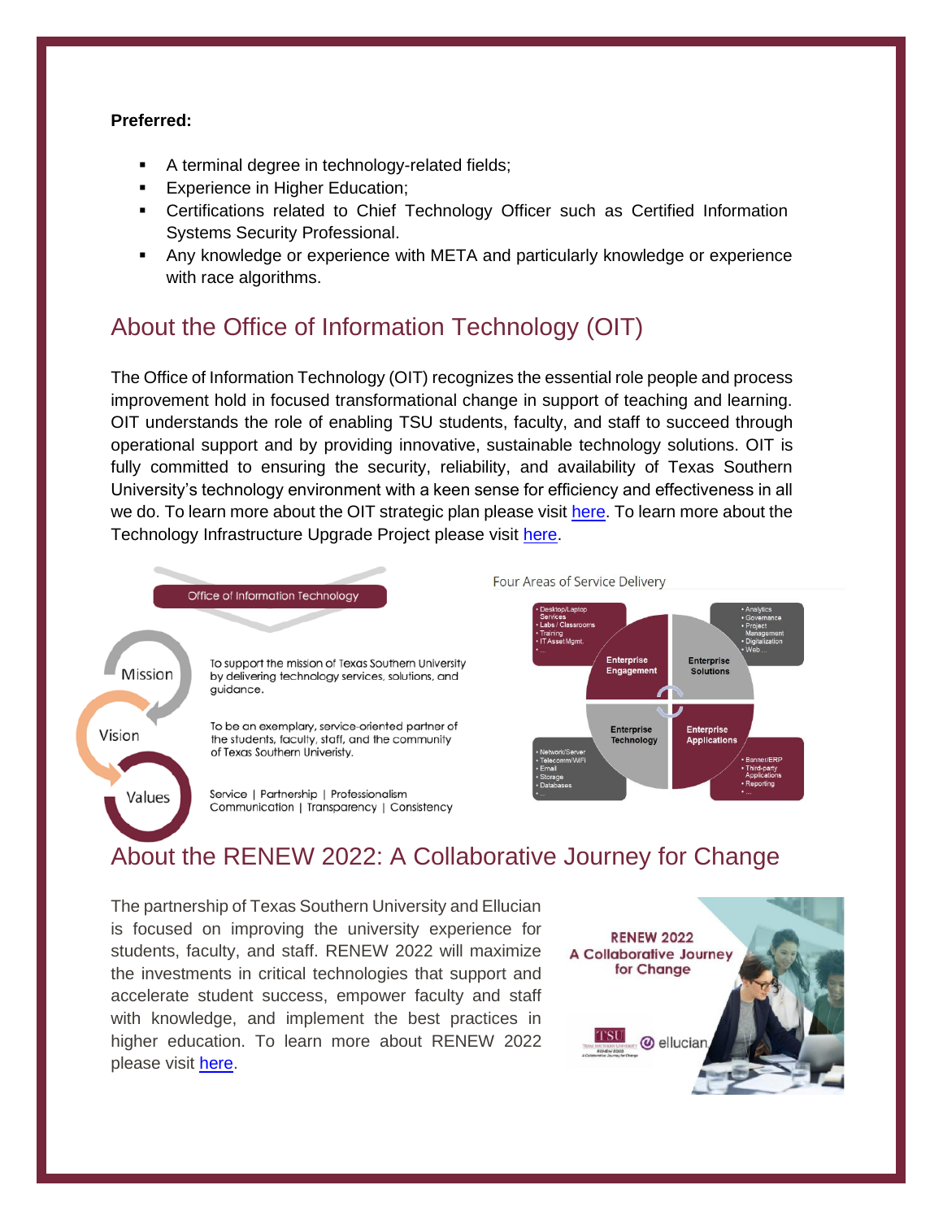**Preferred:**

- A terminal degree in technology-related fields;
- Experience in Higher Education;
- Certifications related to Chief Technology Officer such as Certified Information Systems Security Professional.
- Any knowledge or experience with META and particularly knowledge or experience with race algorithms.

## About the Office of Information Technology (OIT)

The Office of Information Technology (OIT) recognizes the essential role people and process improvement hold in focused transformational change in support of teaching and learning. OIT understands the role of enabling TSU students, faculty, and staff to succeed through operational support and by providing innovative, sustainable technology solutions. OIT is fully committed to ensuring the security, reliability, and availability of Texas Southern University's technology environment with a keen sense for efficiency and effectiveness in all we do. To learn more about the OIT strategic plan please visit here. To learn more about the Technology Infrastructure Upgrade Project please visit here.

**Office of Information Technology**

**Mission:** To support the mission of Texas Southern University by delivering technology services, solutions, and guidance.

**Vision:** To be an exemplary, service-oriented partner of the students, faculty, staff, and the community of Texas Southern Univeristy.

**Values:** Service | Partnership | Professionalism | Communication | Transparency | Consistency

**Four Areas of Service Delivery**

- **Enterprise Engagement:** Desktop/Laptop Services, Labs / Classrooms, Training, IT Asset Mgmt., ...
- **Enterprise Solutions:** Analytics, Governance, Project Management, Digitalization, Web ...
- **Enterprise Technology:** Network/Server, Telecomm/WiFi, Email, Storage, Databases, ...
- **Enterprise Applications:** Banner/ERP, Third-party Applications, Reporting, ...

## About the RENEW 2022: A Collaborative Journey for Change

The partnership of Texas Southern University and Ellucian is focused on improving the university experience for students, faculty, and staff. RENEW 2022 will maximize the investments in critical technologies that support and accelerate student success, empower faculty and staff with knowledge, and implement the best practices in higher education. To learn more about RENEW 2022 please visit here.

RENEW 2022
A Collaborative Journey for Change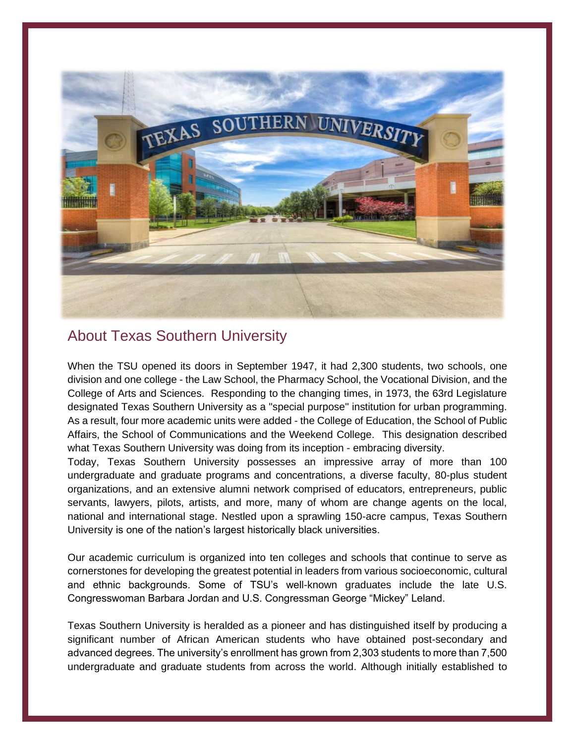## About Texas Southern University

When the TSU opened its doors in September 1947, it had 2,300 students, two schools, one division and one college - the Law School, the Pharmacy School, the Vocational Division, and the College of Arts and Sciences. Responding to the changing times, in 1973, the 63rd Legislature designated Texas Southern University as a "special purpose" institution for urban programming. As a result, four more academic units were added - the College of Education, the School of Public Affairs, the School of Communications and the Weekend College. This designation described what Texas Southern University was doing from its inception - embracing diversity.

Today, Texas Southern University possesses an impressive array of more than 100 undergraduate and graduate programs and concentrations, a diverse faculty, 80-plus student organizations, and an extensive alumni network comprised of educators, entrepreneurs, public servants, lawyers, pilots, artists, and more, many of whom are change agents on the local, national and international stage. Nestled upon a sprawling 150-acre campus, Texas Southern University is one of the nation's largest historically black universities.

Our academic curriculum is organized into ten colleges and schools that continue to serve as cornerstones for developing the greatest potential in leaders from various socioeconomic, cultural and ethnic backgrounds. Some of TSU's well-known graduates include the late U.S. Congresswoman Barbara Jordan and U.S. Congressman George "Mickey" Leland.

Texas Southern University is heralded as a pioneer and has distinguished itself by producing a significant number of African American students who have obtained post-secondary and advanced degrees. The university's enrollment has grown from 2,303 students to more than 7,500 undergraduate and graduate students from across the world. Although initially established to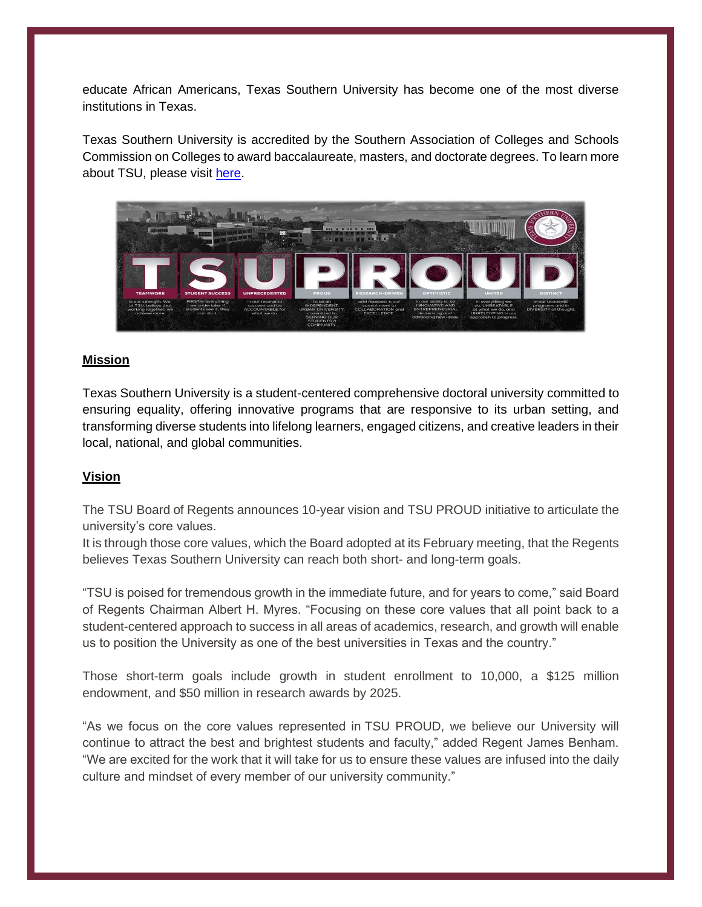educate African Americans, Texas Southern University has become one of the most diverse institutions in Texas.

Texas Southern University is accredited by the Southern Association of Colleges and Schools Commission on Colleges to award baccalaureate, masters, and doctorate degrees. To learn more about TSU, please visit here.

## Mission

Texas Southern University is a student-centered comprehensive doctoral university committed to ensuring equality, offering innovative programs that are responsive to its urban setting, and transforming diverse students into lifelong learners, engaged citizens, and creative leaders in their local, national, and global communities.

## Vision

The TSU Board of Regents announces 10-year vision and TSU PROUD initiative to articulate the university's core values.
It is through those core values, which the Board adopted at its February meeting, that the Regents believes Texas Southern University can reach both short- and long-term goals.

"TSU is poised for tremendous growth in the immediate future, and for years to come," said Board of Regents Chairman Albert H. Myres. "Focusing on these core values that all point back to a student-centered approach to success in all areas of academics, research, and growth will enable us to position the University as one of the best universities in Texas and the country."

Those short-term goals include growth in student enrollment to 10,000, a $125 million endowment, and $50 million in research awards by 2025.

"As we focus on the core values represented in TSU PROUD, we believe our University will continue to attract the best and brightest students and faculty," added Regent James Benham. "We are excited for the work that it will take for us to ensure these values are infused into the daily culture and mindset of every member of our university community."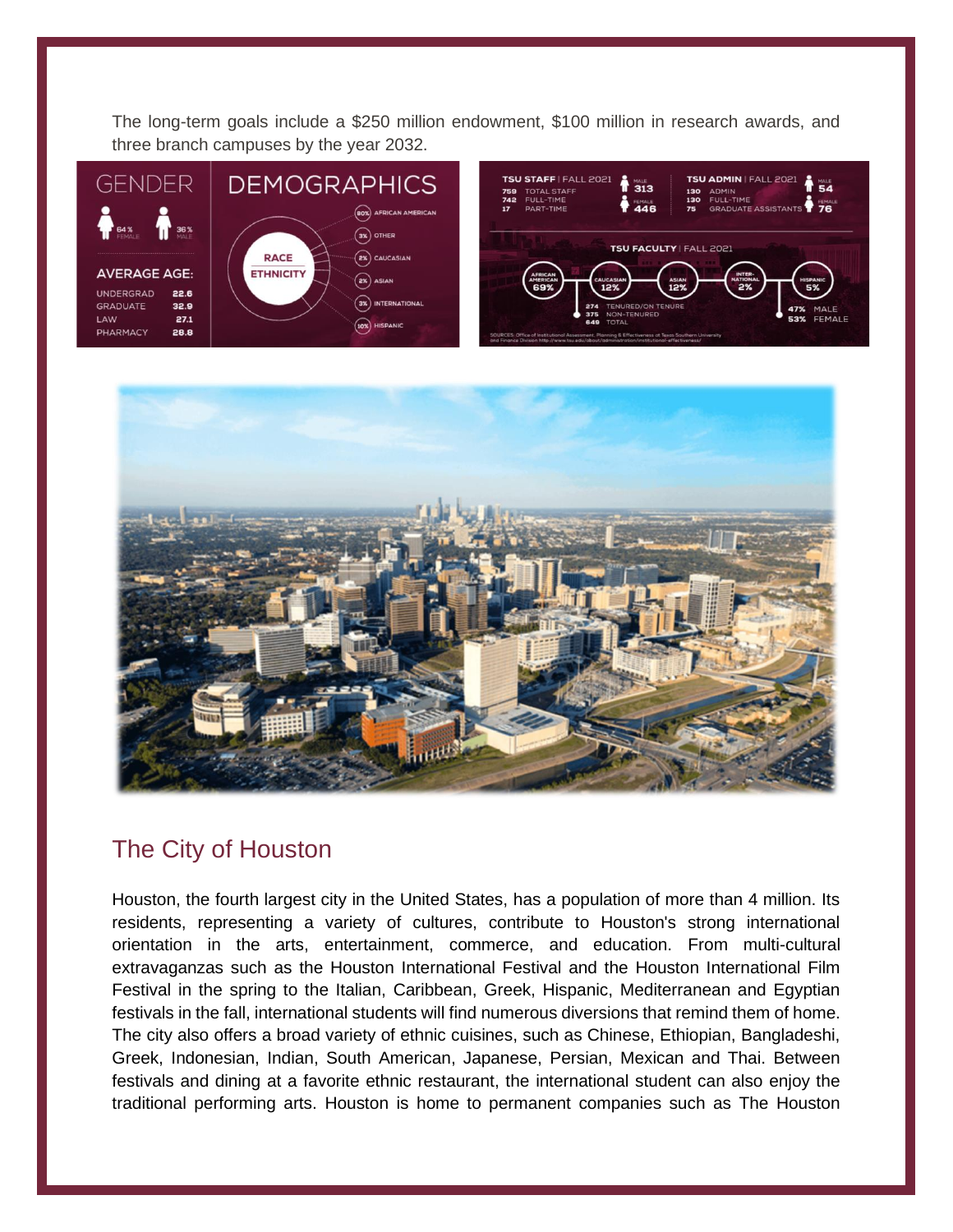The long-term goals include a $250 million endowment, $100 million in research awards, and three branch campuses by the year 2032.

GENDER

64% FEMALE | 36% MALE

AVERAGE AGE:

| | |
|---|---|
| UNDERGRAD | 22.6 |
| GRADUATE | 32.9 |
| LAW | 27.1 |
| PHARMACY | 28.8 |

DEMOGRAPHICS

RACE ETHNICITY

- 80% AFRICAN AMERICAN
- 3% OTHER
- 2% CAUCASIAN
- 2% ASIAN
- 3% INTERNATIONAL
- 10% HISPANIC

TSU STAFF | FALL 2021

- 759 TOTAL STAFF
- 742 FULL-TIME
- 17 PART-TIME
- MALE 313
- FEMALE 446

TSU ADMIN | FALL 2021

- 130 ADMIN
- 130 FULL-TIME
- 75 GRADUATE ASSISTANTS
- MALE 54
- FEMALE 76

TSU FACULTY | FALL 2021

- AFRICAN AMERICAN 69%
- CAUCASIAN 12%
- ASIAN 12%
- INTERNATIONAL 2%
- HISPANIC 5%
- 274 TENURED/ON TENURE
- 375 NON-TENURED
- 649 TOTAL
- 47% MALE
- 53% FEMALE

SOURCES: Office of Institutional Assessment, Planning & Effectiveness at Texas Southern University and Finance Division http://www.tsu.edu/about/administration/institutional-effectiveness/

## The City of Houston

Houston, the fourth largest city in the United States, has a population of more than 4 million. Its residents, representing a variety of cultures, contribute to Houston's strong international orientation in the arts, entertainment, commerce, and education. From multi-cultural extravaganzas such as the Houston International Festival and the Houston International Film Festival in the spring to the Italian, Caribbean, Greek, Hispanic, Mediterranean and Egyptian festivals in the fall, international students will find numerous diversions that remind them of home. The city also offers a broad variety of ethnic cuisines, such as Chinese, Ethiopian, Bangladeshi, Greek, Indonesian, Indian, South American, Japanese, Persian, Mexican and Thai. Between festivals and dining at a favorite ethnic restaurant, the international student can also enjoy the traditional performing arts. Houston is home to permanent companies such as The Houston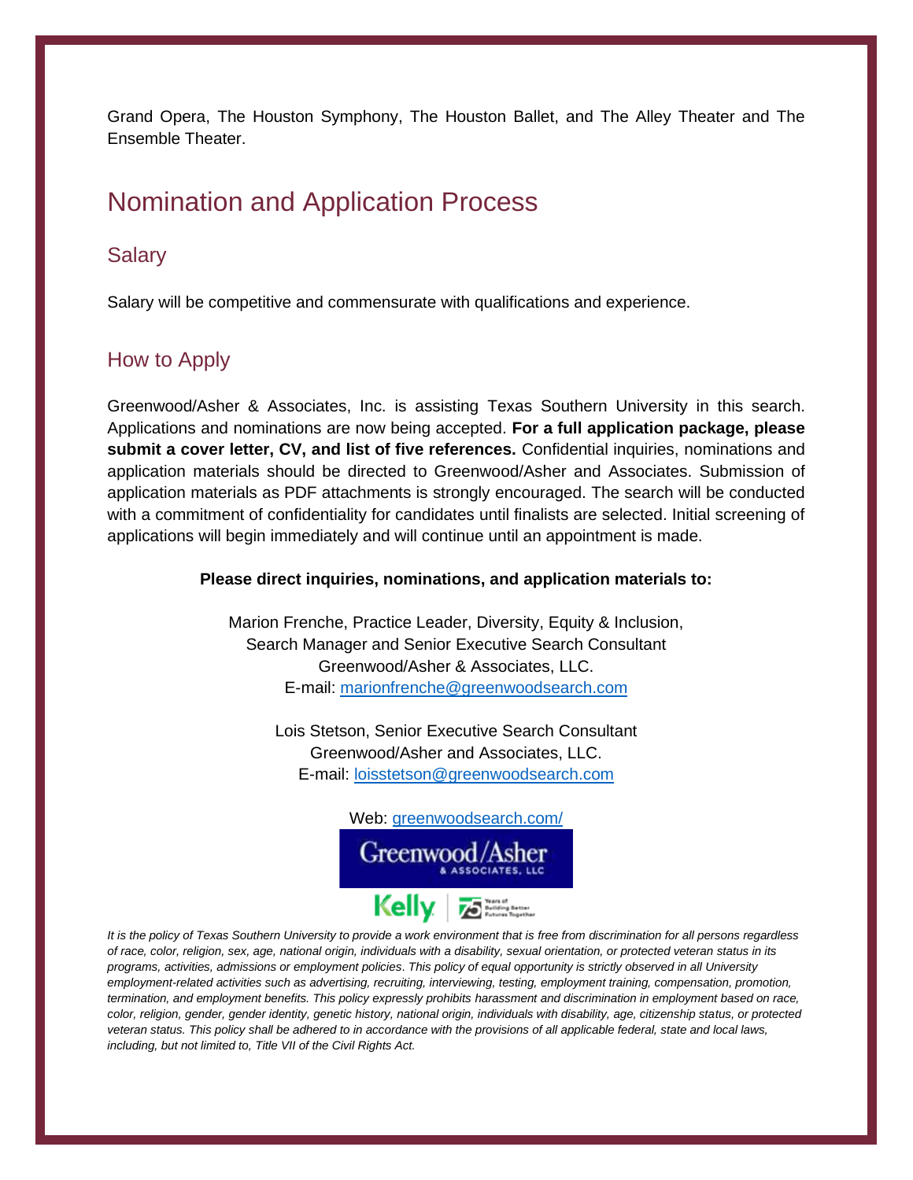Grand Opera, The Houston Symphony, The Houston Ballet, and The Alley Theater and The Ensemble Theater.

# Nomination and Application Process

## Salary

Salary will be competitive and commensurate with qualifications and experience.

## How to Apply

Greenwood/Asher & Associates, Inc. is assisting Texas Southern University in this search. Applications and nominations are now being accepted. **For a full application package, please submit a cover letter, CV, and list of five references.** Confidential inquiries, nominations and application materials should be directed to Greenwood/Asher and Associates. Submission of application materials as PDF attachments is strongly encouraged. The search will be conducted with a commitment of confidentiality for candidates until finalists are selected. Initial screening of applications will begin immediately and will continue until an appointment is made.

**Please direct inquiries, nominations, and application materials to:**

Marion Frenche, Practice Leader, Diversity, Equity & Inclusion,
Search Manager and Senior Executive Search Consultant
Greenwood/Asher & Associates, LLC.
E-mail: marionfrenche@greenwoodsearch.com

Lois Stetson, Senior Executive Search Consultant
Greenwood/Asher and Associates, LLC.
E-mail: loisstetson@greenwoodsearch.com

Web: greenwoodsearch.com/

Greenwood/Asher & ASSOCIATES, LLC

Kelly | 75 Years of Building Better Futures Together

*It is the policy of Texas Southern University to provide a work environment that is free from discrimination for all persons regardless of race, color, religion, sex, age, national origin, individuals with a disability, sexual orientation, or protected veteran status in its programs, activities, admissions or employment policies. This policy of equal opportunity is strictly observed in all University employment-related activities such as advertising, recruiting, interviewing, testing, employment training, compensation, promotion, termination, and employment benefits. This policy expressly prohibits harassment and discrimination in employment based on race, color, religion, gender, gender identity, genetic history, national origin, individuals with disability, age, citizenship status, or protected veteran status. This policy shall be adhered to in accordance with the provisions of all applicable federal, state and local laws, including, but not limited to, Title VII of the Civil Rights Act.*